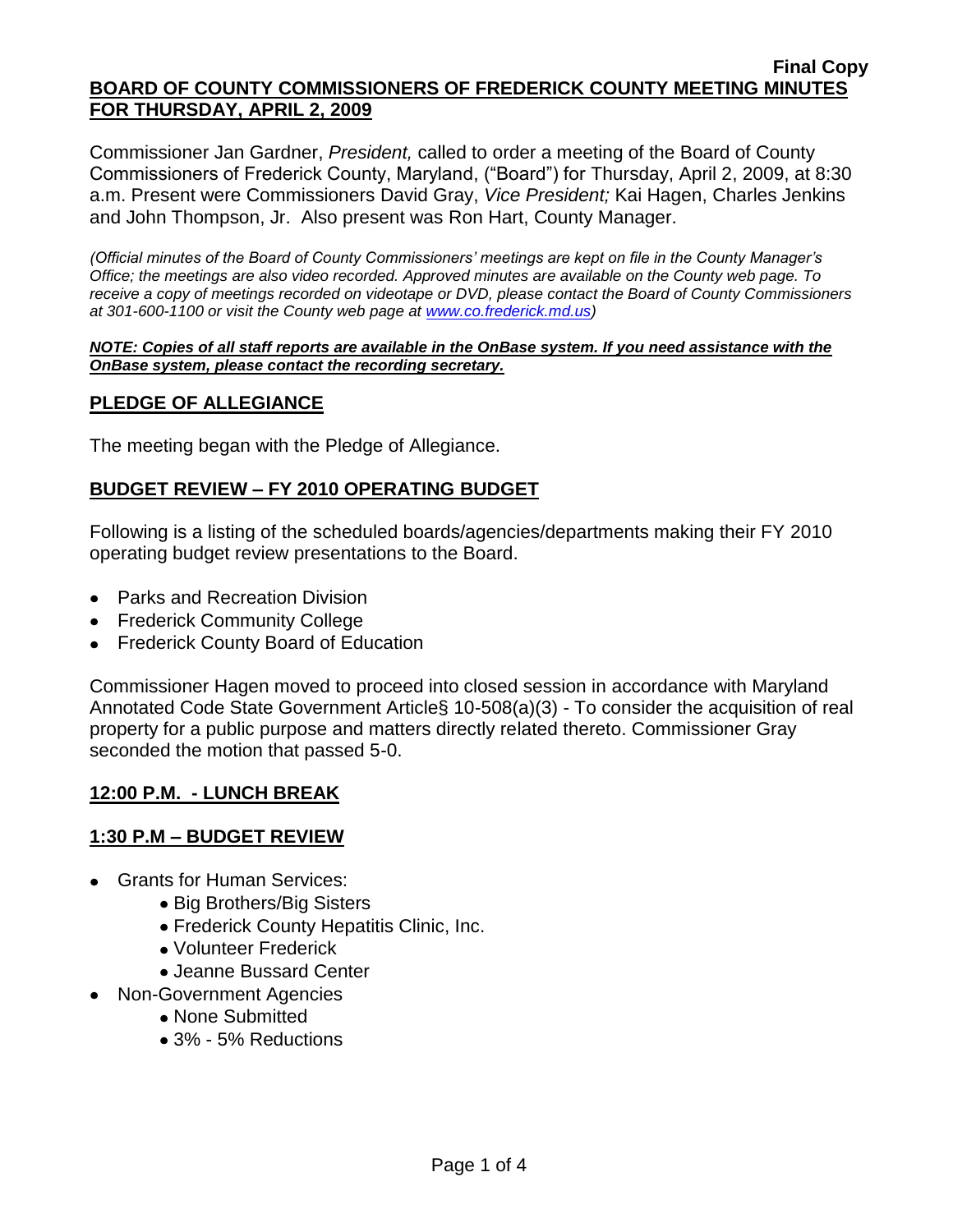**Final Copy**

# BOARD OF COUNTY COMMISSIONERS OF FREDERICK COUNTY MEETING MINUTES FOR THURSDAY, APRIL 2, 2009

Commissioner Jan Gardner, *President,* called to order a meeting of the Board of County Commissioners of Frederick County, Maryland, ("Board") for Thursday, April 2, 2009, at 8:30 a.m. Present were Commissioners David Gray, *Vice President;* Kai Hagen, Charles Jenkins and John Thompson, Jr. Also present was Ron Hart, County Manager.

*(Official minutes of the Board of County Commissioners' meetings are kept on file in the County Manager's Office; the meetings are also video recorded. Approved minutes are available on the County web page. To receive a copy of meetings recorded on videotape or DVD, please contact the Board of County Commissioners at 301-600-1100 or visit the County web page at www.co.frederick.md.us)*

***NOTE: Copies of all staff reports are available in the OnBase system. If you need assistance with the OnBase system, please contact the recording secretary.***

## PLEDGE OF ALLEGIANCE

The meeting began with the Pledge of Allegiance.

## BUDGET REVIEW – FY 2010 OPERATING BUDGET

Following is a listing of the scheduled boards/agencies/departments making their FY 2010 operating budget review presentations to the Board.

- Parks and Recreation Division
- Frederick Community College
- Frederick County Board of Education

Commissioner Hagen moved to proceed into closed session in accordance with Maryland Annotated Code State Government Article§ 10-508(a)(3) - To consider the acquisition of real property for a public purpose and matters directly related thereto. Commissioner Gray seconded the motion that passed 5-0.

## 12:00 P.M. - LUNCH BREAK

## 1:30 P.M – BUDGET REVIEW

- Grants for Human Services:
  - Big Brothers/Big Sisters
  - Frederick County Hepatitis Clinic, Inc.
  - Volunteer Frederick
  - Jeanne Bussard Center
- Non-Government Agencies
  - None Submitted
  - 3% - 5% Reductions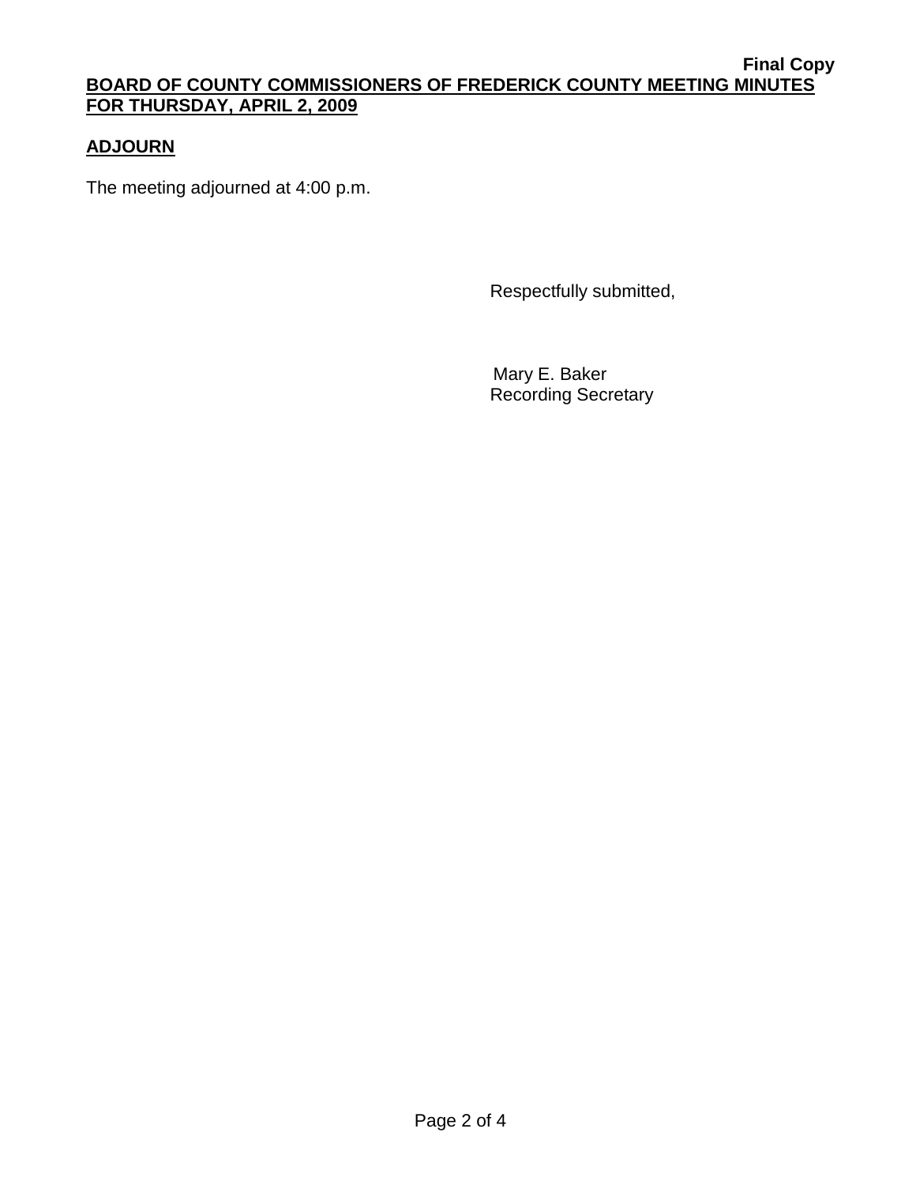## ADJOURN

The meeting adjourned at 4:00 p.m.

Respectfully submitted,

Mary E. Baker
Recording Secretary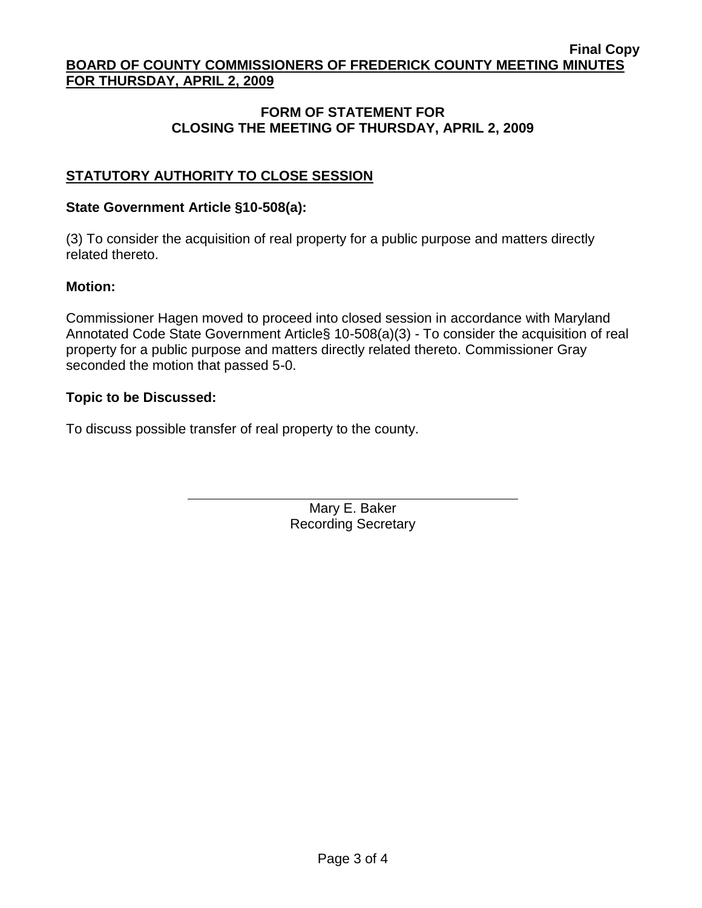**Final Copy**
**BOARD OF COUNTY COMMISSIONERS OF FREDERICK COUNTY MEETING MINUTES FOR THURSDAY, APRIL 2, 2009**

## FORM OF STATEMENT FOR CLOSING THE MEETING OF THURSDAY, APRIL 2, 2009

## STATUTORY AUTHORITY TO CLOSE SESSION

**State Government Article §10-508(a):**

(3) To consider the acquisition of real property for a public purpose and matters directly related thereto.

**Motion:**

Commissioner Hagen moved to proceed into closed session in accordance with Maryland Annotated Code State Government Article§ 10-508(a)(3) - To consider the acquisition of real property for a public purpose and matters directly related thereto. Commissioner Gray seconded the motion that passed 5-0.

**Topic to be Discussed:**

To discuss possible transfer of real property to the county.

Mary E. Baker
Recording Secretary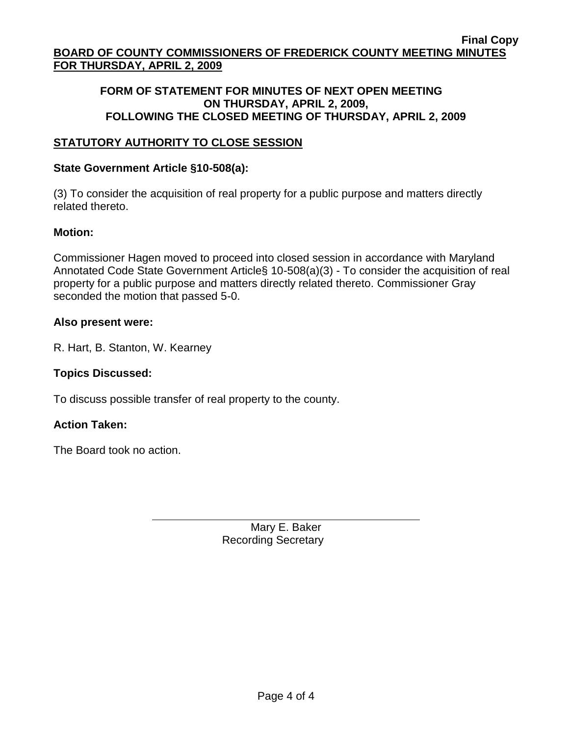**Final Copy**

**BOARD OF COUNTY COMMISSIONERS OF FREDERICK COUNTY MEETING MINUTES FOR THURSDAY, APRIL 2, 2009**

**FORM OF STATEMENT FOR MINUTES OF NEXT OPEN MEETING ON THURSDAY, APRIL 2, 2009, FOLLOWING THE CLOSED MEETING OF THURSDAY, APRIL 2, 2009**

## STATUTORY AUTHORITY TO CLOSE SESSION

### State Government Article §10-508(a):

(3) To consider the acquisition of real property for a public purpose and matters directly related thereto.

### Motion:

Commissioner Hagen moved to proceed into closed session in accordance with Maryland Annotated Code State Government Article§ 10-508(a)(3) - To consider the acquisition of real property for a public purpose and matters directly related thereto. Commissioner Gray seconded the motion that passed 5-0.

### Also present were:

R. Hart, B. Stanton, W. Kearney

### Topics Discussed:

To discuss possible transfer of real property to the county.

### Action Taken:

The Board took no action.

Mary E. Baker
Recording Secretary